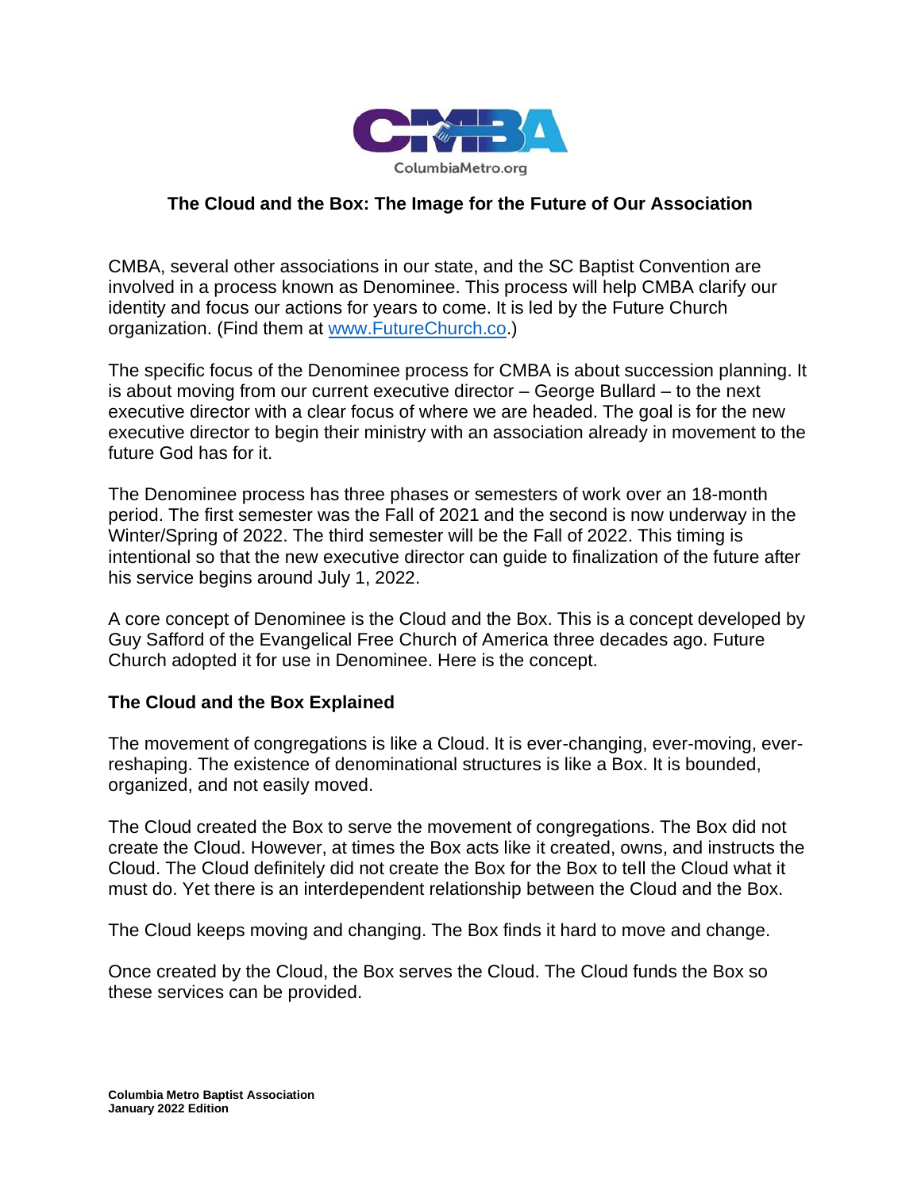ColumbiaMetro.org

# The Cloud and the Box: The Image for the Future of Our Association

CMBA, several other associations in our state, and the SC Baptist Convention are involved in a process known as Denominee. This process will help CMBA clarify our identity and focus our actions for years to come. It is led by the Future Church organization. (Find them at [www.FutureChurch.co](http://www.FutureChurch.co).)

The specific focus of the Denominee process for CMBA is about succession planning. It is about moving from our current executive director – George Bullard – to the next executive director with a clear focus of where we are headed. The goal is for the new executive director to begin their ministry with an association already in movement to the future God has for it.

The Denominee process has three phases or semesters of work over an 18-month period. The first semester was the Fall of 2021 and the second is now underway in the Winter/Spring of 2022. The third semester will be the Fall of 2022. This timing is intentional so that the new executive director can guide to finalization of the future after his service begins around July 1, 2022.

A core concept of Denominee is the Cloud and the Box. This is a concept developed by Guy Safford of the Evangelical Free Church of America three decades ago. Future Church adopted it for use in Denominee. Here is the concept.

## The Cloud and the Box Explained

The movement of congregations is like a Cloud. It is ever-changing, ever-moving, ever-reshaping. The existence of denominational structures is like a Box. It is bounded, organized, and not easily moved.

The Cloud created the Box to serve the movement of congregations. The Box did not create the Cloud. However, at times the Box acts like it created, owns, and instructs the Cloud. The Cloud definitely did not create the Box for the Box to tell the Cloud what it must do. Yet there is an interdependent relationship between the Cloud and the Box.

The Cloud keeps moving and changing. The Box finds it hard to move and change.

Once created by the Cloud, the Box serves the Cloud. The Cloud funds the Box so these services can be provided.

**Columbia Metro Baptist Association**
**January 2022 Edition**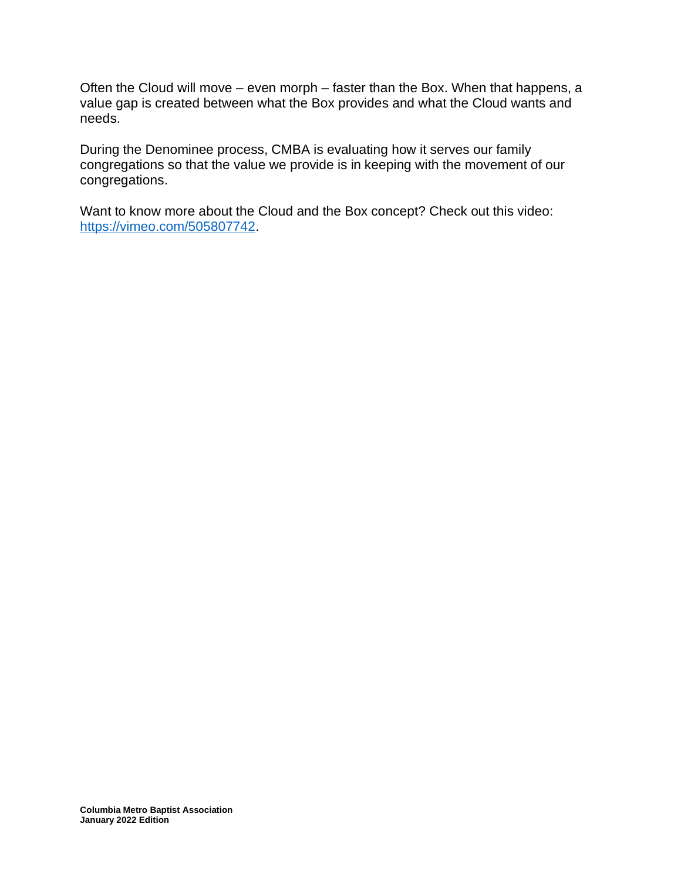Often the Cloud will move – even morph – faster than the Box. When that happens, a value gap is created between what the Box provides and what the Cloud wants and needs.

During the Denominee process, CMBA is evaluating how it serves our family congregations so that the value we provide is in keeping with the movement of our congregations.

Want to know more about the Cloud and the Box concept? Check out this video: [https://vimeo.com/505807742](https://vimeo.com/505807742).